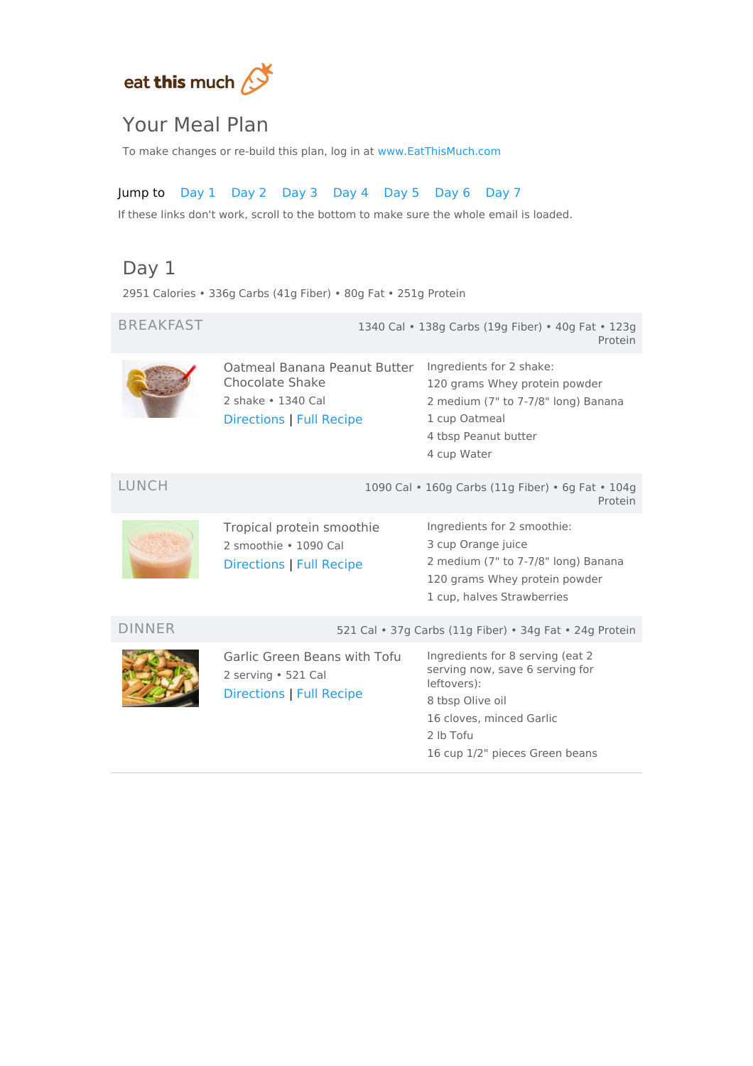eat this much

# Your Meal Plan

To make changes or re-build this plan, log in at www.EatThisMuch.com

Jump to Day 1 Day 2 Day 3 Day 4 Day 5 Day 6 Day 7

If these links don't work, scroll to the bottom to make sure the whole email is loaded.

## Day 1

2951 Calories • 336g Carbs (41g Fiber) • 80g Fat • 251g Protein

### BREAKFAST

1340 Cal • 138g Carbs (19g Fiber) • 40g Fat • 123g Protein

**Oatmeal Banana Peanut Butter Chocolate Shake**

2 shake • 1340 Cal

Directions | Full Recipe

Ingredients for 2 shake:

- 120 grams Whey protein powder
- 2 medium (7" to 7-7/8" long) Banana
- 1 cup Oatmeal
- 4 tbsp Peanut butter
- 4 cup Water

### LUNCH

1090 Cal • 160g Carbs (11g Fiber) • 6g Fat • 104g Protein

**Tropical protein smoothie**

2 smoothie • 1090 Cal

Directions | Full Recipe

Ingredients for 2 smoothie:

- 3 cup Orange juice
- 2 medium (7" to 7-7/8" long) Banana
- 120 grams Whey protein powder
- 1 cup, halves Strawberries

### DINNER

521 Cal • 37g Carbs (11g Fiber) • 34g Fat • 24g Protein

**Garlic Green Beans with Tofu**

2 serving • 521 Cal

Directions | Full Recipe

Ingredients for 8 serving (eat 2 serving now, save 6 serving for leftovers):

- 8 tbsp Olive oil
- 16 cloves, minced Garlic
- 2 lb Tofu
- 16 cup 1/2" pieces Green beans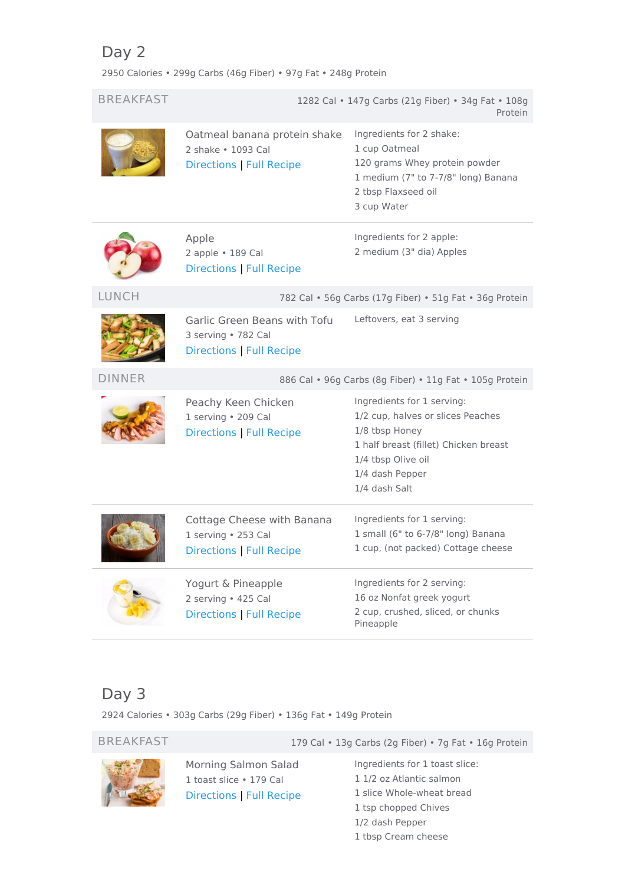## Day 2

2950 Calories • 299g Carbs (46g Fiber) • 97g Fat • 248g Protein

### BREAKFAST

1282 Cal • 147g Carbs (21g Fiber) • 34g Fat • 108g Protein

**Oatmeal banana protein shake**
2 shake • 1093 Cal
Directions | Full Recipe

Ingredients for 2 shake:
- 1 cup Oatmeal
- 120 grams Whey protein powder
- 1 medium (7" to 7-7/8" long) Banana
- 2 tbsp Flaxseed oil
- 3 cup Water

**Apple**
2 apple • 189 Cal
Directions | Full Recipe

Ingredients for 2 apple:
- 2 medium (3" dia) Apples

### LUNCH

782 Cal • 56g Carbs (17g Fiber) • 51g Fat • 36g Protein

**Garlic Green Beans with Tofu**
3 serving • 782 Cal
Directions | Full Recipe

Leftovers, eat 3 serving

### DINNER

886 Cal • 96g Carbs (8g Fiber) • 11g Fat • 105g Protein

**Peachy Keen Chicken**
1 serving • 209 Cal
Directions | Full Recipe

Ingredients for 1 serving:
- 1/2 cup, halves or slices Peaches
- 1/8 tbsp Honey
- 1 half breast (fillet) Chicken breast
- 1/4 tbsp Olive oil
- 1/4 dash Pepper
- 1/4 dash Salt

**Cottage Cheese with Banana**
1 serving • 253 Cal
Directions | Full Recipe

Ingredients for 1 serving:
- 1 small (6" to 6-7/8" long) Banana
- 1 cup, (not packed) Cottage cheese

**Yogurt & Pineapple**
2 serving • 425 Cal
Directions | Full Recipe

Ingredients for 2 serving:
- 16 oz Nonfat greek yogurt
- 2 cup, crushed, sliced, or chunks Pineapple

## Day 3

2924 Calories • 303g Carbs (29g Fiber) • 136g Fat • 149g Protein

### BREAKFAST

179 Cal • 13g Carbs (2g Fiber) • 7g Fat • 16g Protein

**Morning Salmon Salad**
1 toast slice • 179 Cal
Directions | Full Recipe

Ingredients for 1 toast slice:
- 1 1/2 oz Atlantic salmon
- 1 slice Whole-wheat bread
- 1 tsp chopped Chives
- 1/2 dash Pepper
- 1 tbsp Cream cheese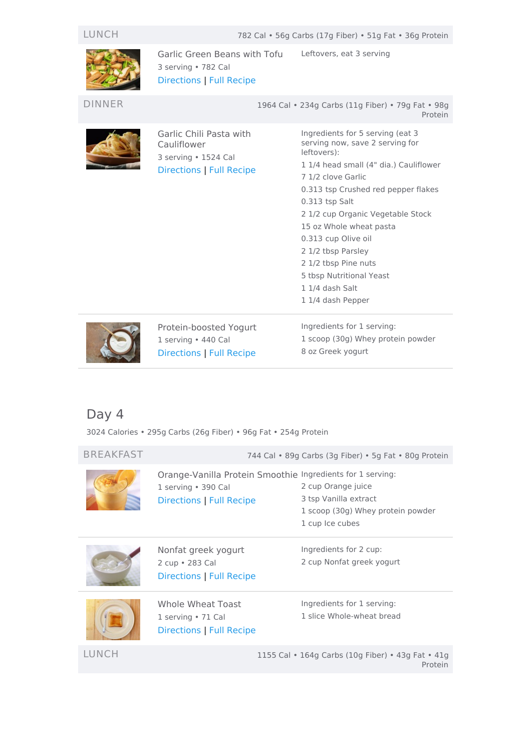## LUNCH

782 Cal • 56g Carbs (17g Fiber) • 51g Fat • 36g Protein

### Garlic Green Beans with Tofu

3 serving • 782 Cal

Directions | Full Recipe

Leftovers, eat 3 serving

## DINNER

1964 Cal • 234g Carbs (11g Fiber) • 79g Fat • 98g Protein

### Garlic Chili Pasta with Cauliflower

3 serving • 1524 Cal

Directions | Full Recipe

Ingredients for 5 serving (eat 3 serving now, save 2 serving for leftovers):

- 1 1/4 head small (4" dia.) Cauliflower
- 7 1/2 clove Garlic
- 0.313 tsp Crushed red pepper flakes
- 0.313 tsp Salt
- 2 1/2 cup Organic Vegetable Stock
- 15 oz Whole wheat pasta
- 0.313 cup Olive oil
- 2 1/2 tbsp Parsley
- 2 1/2 tbsp Pine nuts
- 5 tbsp Nutritional Yeast
- 1 1/4 dash Salt
- 1 1/4 dash Pepper

### Protein-boosted Yogurt

1 serving • 440 Cal

Directions | Full Recipe

Ingredients for 1 serving:

- 1 scoop (30g) Whey protein powder
- 8 oz Greek yogurt

# Day 4

3024 Calories • 295g Carbs (26g Fiber) • 96g Fat • 254g Protein

## BREAKFAST

744 Cal • 89g Carbs (3g Fiber) • 5g Fat • 80g Protein

### Orange-Vanilla Protein Smoothie

1 serving • 390 Cal

Directions | Full Recipe

Ingredients for 1 serving:

- 2 cup Orange juice
- 3 tsp Vanilla extract
- 1 scoop (30g) Whey protein powder
- 1 cup Ice cubes

### Nonfat greek yogurt

2 cup • 283 Cal

Directions | Full Recipe

Ingredients for 2 cup:

- 2 cup Nonfat greek yogurt

### Whole Wheat Toast

1 serving • 71 Cal

Directions | Full Recipe

Ingredients for 1 serving:

- 1 slice Whole-wheat bread

## LUNCH

1155 Cal • 164g Carbs (10g Fiber) • 43g Fat • 41g Protein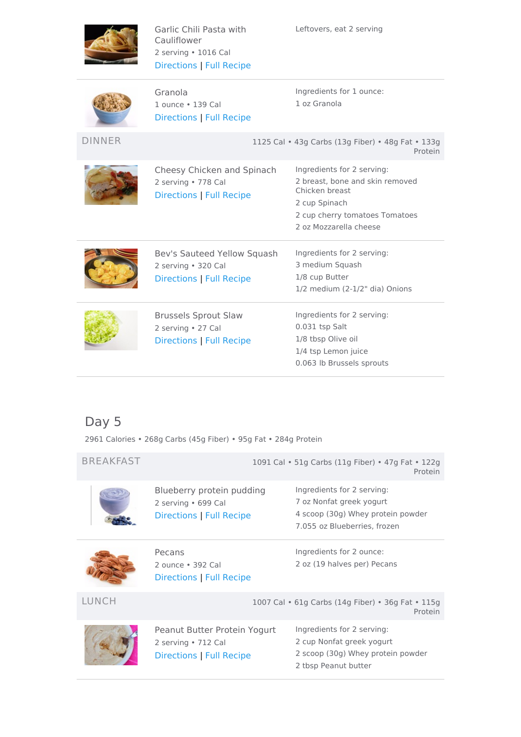**Garlic Chili Pasta with Cauliflower**
2 serving • 1016 Cal
Directions | Full Recipe

Leftovers, eat 2 serving

---

**Granola**
1 ounce • 139 Cal
Directions | Full Recipe

Ingredients for 1 ounce:
- 1 oz Granola

### DINNER

1125 Cal • 43g Carbs (13g Fiber) • 48g Fat • 133g Protein

**Cheesy Chicken and Spinach**
2 serving • 778 Cal
Directions | Full Recipe

Ingredients for 2 serving:
- 2 breast, bone and skin removed Chicken breast
- 2 cup Spinach
- 2 cup cherry tomatoes Tomatoes
- 2 oz Mozzarella cheese

---

**Bev's Sauteed Yellow Squash**
2 serving • 320 Cal
Directions | Full Recipe

Ingredients for 2 serving:
- 3 medium Squash
- 1/8 cup Butter
- 1/2 medium (2-1/2" dia) Onions

---

**Brussels Sprout Slaw**
2 serving • 27 Cal
Directions | Full Recipe

Ingredients for 2 serving:
- 0.031 tsp Salt
- 1/8 tbsp Olive oil
- 1/4 tsp Lemon juice
- 0.063 lb Brussels sprouts

## Day 5

2961 Calories • 268g Carbs (45g Fiber) • 95g Fat • 284g Protein

### BREAKFAST

1091 Cal • 51g Carbs (11g Fiber) • 47g Fat • 122g Protein

**Blueberry protein pudding**
2 serving • 699 Cal
Directions | Full Recipe

Ingredients for 2 serving:
- 7 oz Nonfat greek yogurt
- 4 scoop (30g) Whey protein powder
- 7.055 oz Blueberries, frozen

---

**Pecans**
2 ounce • 392 Cal
Directions | Full Recipe

Ingredients for 2 ounce:
- 2 oz (19 halves per) Pecans

### LUNCH

1007 Cal • 61g Carbs (14g Fiber) • 36g Fat • 115g Protein

**Peanut Butter Protein Yogurt**
2 serving • 712 Cal
Directions | Full Recipe

Ingredients for 2 serving:
- 2 cup Nonfat greek yogurt
- 2 scoop (30g) Whey protein powder
- 2 tbsp Peanut butter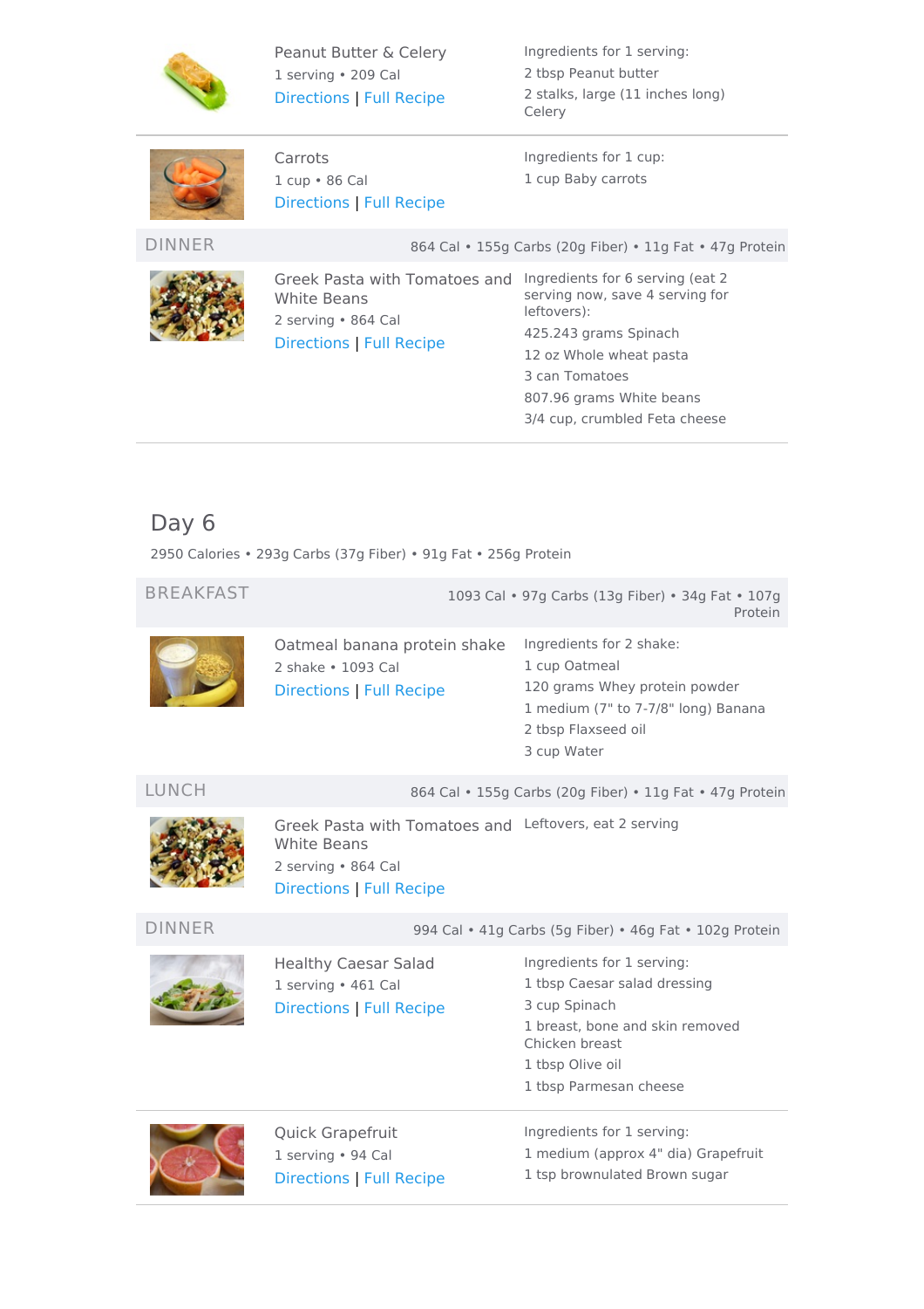Peanut Butter & Celery
1 serving • 209 Cal
Directions | Full Recipe

Ingredients for 1 serving:
- 2 tbsp Peanut butter
- 2 stalks, large (11 inches long) Celery

---

Carrots
1 cup • 86 Cal
Directions | Full Recipe

Ingredients for 1 cup:
- 1 cup Baby carrots

### DINNER

864 Cal • 155g Carbs (20g Fiber) • 11g Fat • 47g Protein

Greek Pasta with Tomatoes and White Beans
2 serving • 864 Cal
Directions | Full Recipe

Ingredients for 6 serving (eat 2 serving now, save 4 serving for leftovers):
- 425.243 grams Spinach
- 12 oz Whole wheat pasta
- 3 can Tomatoes
- 807.96 grams White beans
- 3/4 cup, crumbled Feta cheese

## Day 6

2950 Calories • 293g Carbs (37g Fiber) • 91g Fat • 256g Protein

### BREAKFAST

1093 Cal • 97g Carbs (13g Fiber) • 34g Fat • 107g Protein

Oatmeal banana protein shake
2 shake • 1093 Cal
Directions | Full Recipe

Ingredients for 2 shake:
- 1 cup Oatmeal
- 120 grams Whey protein powder
- 1 medium (7" to 7-7/8" long) Banana
- 2 tbsp Flaxseed oil
- 3 cup Water

### LUNCH

864 Cal • 155g Carbs (20g Fiber) • 11g Fat • 47g Protein

Greek Pasta with Tomatoes and White Beans
2 serving • 864 Cal
Directions | Full Recipe

Leftovers, eat 2 serving

### DINNER

994 Cal • 41g Carbs (5g Fiber) • 46g Fat • 102g Protein

Healthy Caesar Salad
1 serving • 461 Cal
Directions | Full Recipe

Ingredients for 1 serving:
- 1 tbsp Caesar salad dressing
- 3 cup Spinach
- 1 breast, bone and skin removed Chicken breast
- 1 tbsp Olive oil
- 1 tbsp Parmesan cheese

---

Quick Grapefruit
1 serving • 94 Cal
Directions | Full Recipe

Ingredients for 1 serving:
- 1 medium (approx 4" dia) Grapefruit
- 1 tsp brownulated Brown sugar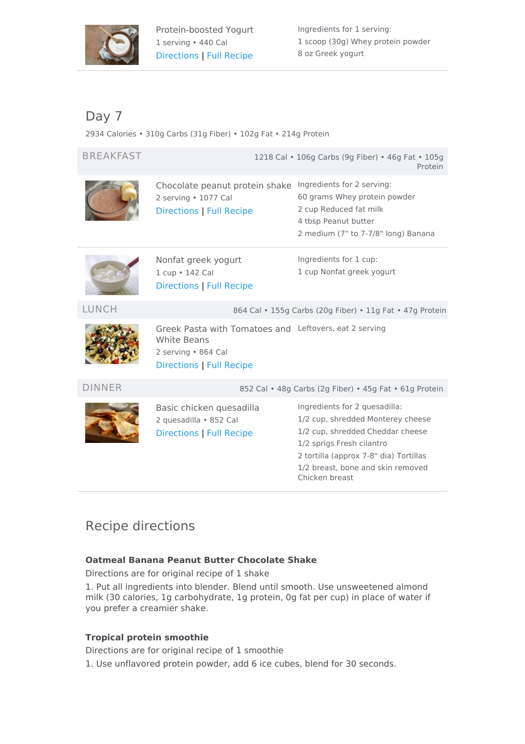Protein-boosted Yogurt
1 serving • 440 Cal
Directions | Full Recipe

Ingredients for 1 serving:
1 scoop (30g) Whey protein powder
8 oz Greek yogurt

## Day 7

2934 Calories • 310g Carbs (31g Fiber) • 102g Fat • 214g Protein

### BREAKFAST

1218 Cal • 106g Carbs (9g Fiber) • 46g Fat • 105g Protein

Chocolate peanut protein shake
2 serving • 1077 Cal
Directions | Full Recipe

Ingredients for 2 serving:
60 grams Whey protein powder
2 cup Reduced fat milk
4 tbsp Peanut butter
2 medium (7" to 7-7/8" long) Banana

Nonfat greek yogurt
1 cup • 142 Cal
Directions | Full Recipe

Ingredients for 1 cup:
1 cup Nonfat greek yogurt

### LUNCH

864 Cal • 155g Carbs (20g Fiber) • 11g Fat • 47g Protein

Greek Pasta with Tomatoes and White Beans
2 serving • 864 Cal
Directions | Full Recipe

Leftovers, eat 2 serving

### DINNER

852 Cal • 48g Carbs (2g Fiber) • 45g Fat • 61g Protein

Basic chicken quesadilla
2 quesadilla • 852 Cal
Directions | Full Recipe

Ingredients for 2 quesadilla:
1/2 cup, shredded Monterey cheese
1/2 cup, shredded Cheddar cheese
1/2 sprigs Fresh cilantro
2 tortilla (approx 7-8" dia) Tortillas
1/2 breast, bone and skin removed Chicken breast

## Recipe directions

**Oatmeal Banana Peanut Butter Chocolate Shake**

Directions are for original recipe of 1 shake

1. Put all ingredients into blender. Blend until smooth. Use unsweetened almond milk (30 calories, 1g carbohydrate, 1g protein, 0g fat per cup) in place of water if you prefer a creamier shake.

**Tropical protein smoothie**

Directions are for original recipe of 1 smoothie

1. Use unflavored protein powder, add 6 ice cubes, blend for 30 seconds.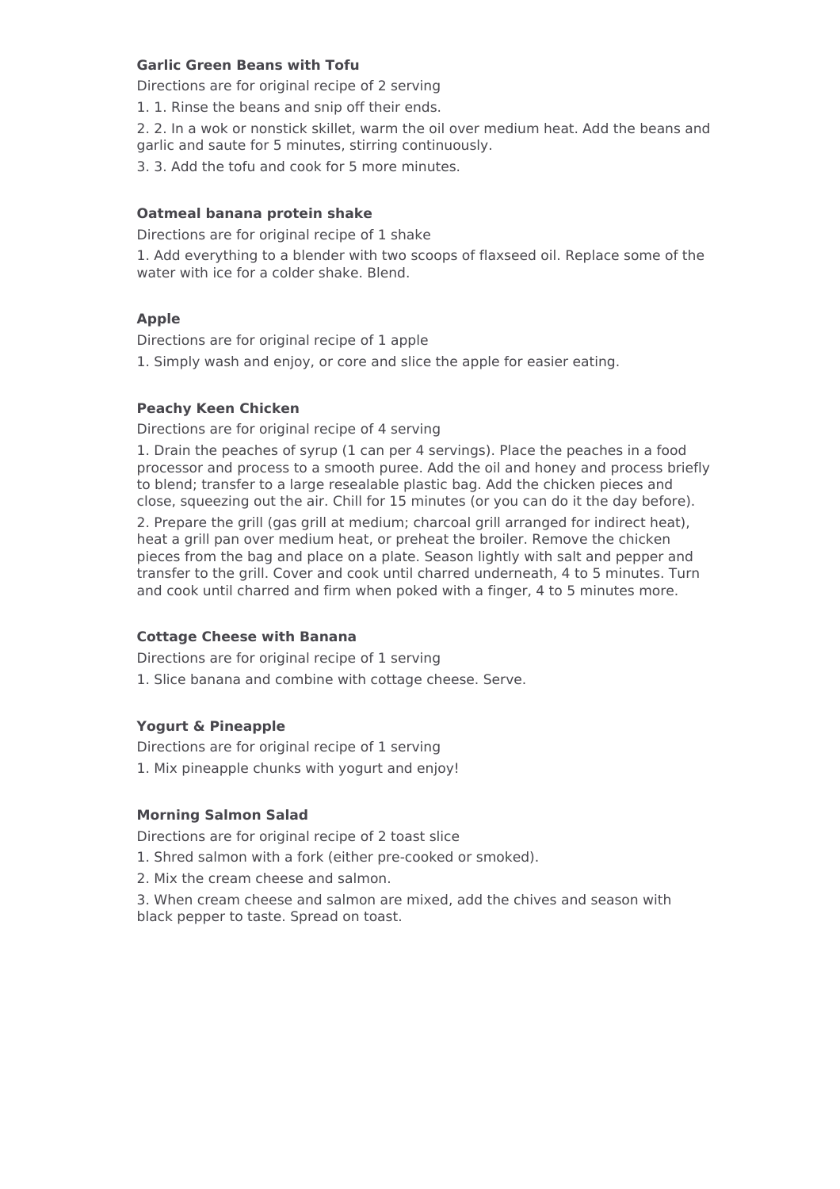**Garlic Green Beans with Tofu**

Directions are for original recipe of 2 serving

1. 1. Rinse the beans and snip off their ends.

2. 2. In a wok or nonstick skillet, warm the oil over medium heat. Add the beans and garlic and saute for 5 minutes, stirring continuously.

3. 3. Add the tofu and cook for 5 more minutes.

**Oatmeal banana protein shake**

Directions are for original recipe of 1 shake

1. Add everything to a blender with two scoops of flaxseed oil. Replace some of the water with ice for a colder shake. Blend.

**Apple**

Directions are for original recipe of 1 apple

1. Simply wash and enjoy, or core and slice the apple for easier eating.

**Peachy Keen Chicken**

Directions are for original recipe of 4 serving

1. Drain the peaches of syrup (1 can per 4 servings). Place the peaches in a food processor and process to a smooth puree. Add the oil and honey and process briefly to blend; transfer to a large resealable plastic bag. Add the chicken pieces and close, squeezing out the air. Chill for 15 minutes (or you can do it the day before).

2. Prepare the grill (gas grill at medium; charcoal grill arranged for indirect heat), heat a grill pan over medium heat, or preheat the broiler. Remove the chicken pieces from the bag and place on a plate. Season lightly with salt and pepper and transfer to the grill. Cover and cook until charred underneath, 4 to 5 minutes. Turn and cook until charred and firm when poked with a finger, 4 to 5 minutes more.

**Cottage Cheese with Banana**

Directions are for original recipe of 1 serving

1. Slice banana and combine with cottage cheese. Serve.

**Yogurt & Pineapple**

Directions are for original recipe of 1 serving

1. Mix pineapple chunks with yogurt and enjoy!

**Morning Salmon Salad**

Directions are for original recipe of 2 toast slice

1. Shred salmon with a fork (either pre-cooked or smoked).

2. Mix the cream cheese and salmon.

3. When cream cheese and salmon are mixed, add the chives and season with black pepper to taste. Spread on toast.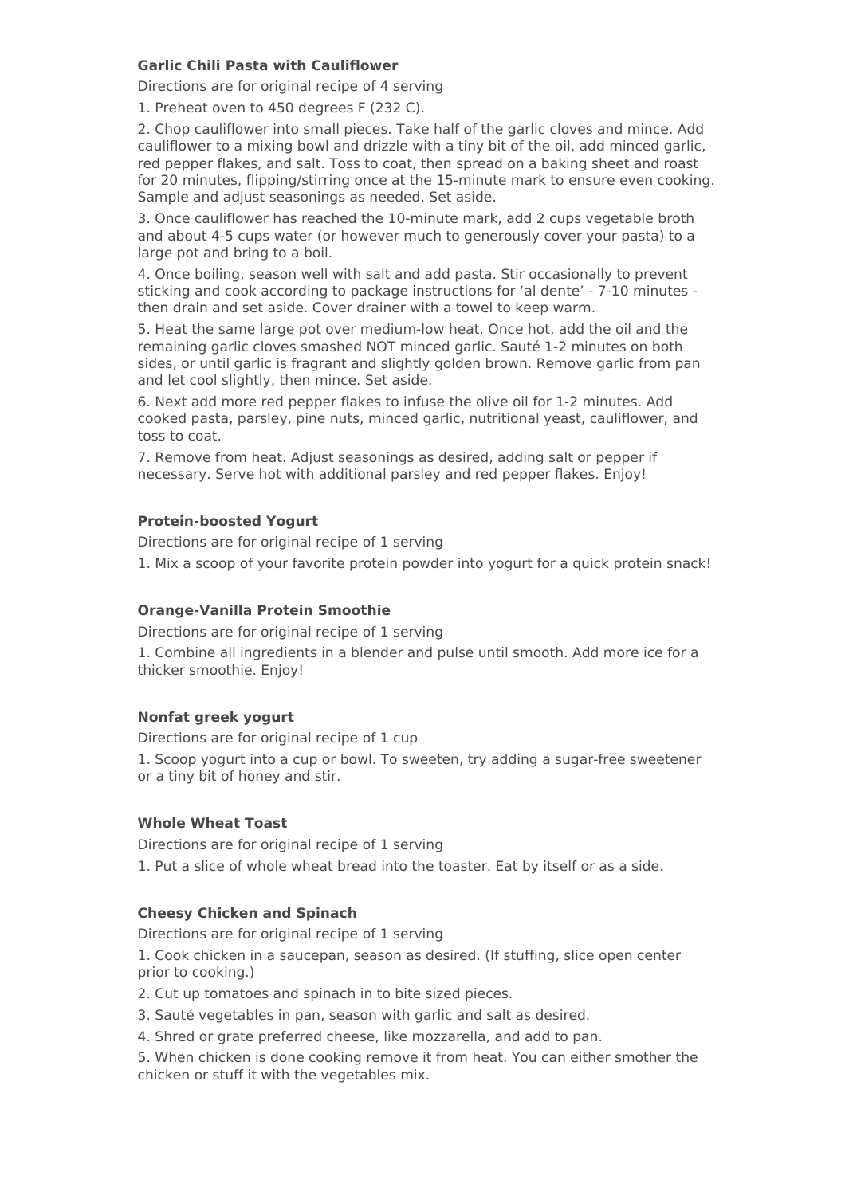### Garlic Chili Pasta with Cauliflower

Directions are for original recipe of 4 serving

1. Preheat oven to 450 degrees F (232 C).
2. Chop cauliflower into small pieces. Take half of the garlic cloves and mince. Add cauliflower to a mixing bowl and drizzle with a tiny bit of the oil, add minced garlic, red pepper flakes, and salt. Toss to coat, then spread on a baking sheet and roast for 20 minutes, flipping/stirring once at the 15-minute mark to ensure even cooking. Sample and adjust seasonings as needed. Set aside.
3. Once cauliflower has reached the 10-minute mark, add 2 cups vegetable broth and about 4-5 cups water (or however much to generously cover your pasta) to a large pot and bring to a boil.
4. Once boiling, season well with salt and add pasta. Stir occasionally to prevent sticking and cook according to package instructions for 'al dente' - 7-10 minutes - then drain and set aside. Cover drainer with a towel to keep warm.
5. Heat the same large pot over medium-low heat. Once hot, add the oil and the remaining garlic cloves smashed NOT minced garlic. Sauté 1-2 minutes on both sides, or until garlic is fragrant and slightly golden brown. Remove garlic from pan and let cool slightly, then mince. Set aside.
6. Next add more red pepper flakes to infuse the olive oil for 1-2 minutes. Add cooked pasta, parsley, pine nuts, minced garlic, nutritional yeast, cauliflower, and toss to coat.
7. Remove from heat. Adjust seasonings as desired, adding salt or pepper if necessary. Serve hot with additional parsley and red pepper flakes. Enjoy!

### Protein-boosted Yogurt

Directions are for original recipe of 1 serving

1. Mix a scoop of your favorite protein powder into yogurt for a quick protein snack!

### Orange-Vanilla Protein Smoothie

Directions are for original recipe of 1 serving

1. Combine all ingredients in a blender and pulse until smooth. Add more ice for a thicker smoothie. Enjoy!

### Nonfat greek yogurt

Directions are for original recipe of 1 cup

1. Scoop yogurt into a cup or bowl. To sweeten, try adding a sugar-free sweetener or a tiny bit of honey and stir.

### Whole Wheat Toast

Directions are for original recipe of 1 serving

1. Put a slice of whole wheat bread into the toaster. Eat by itself or as a side.

### Cheesy Chicken and Spinach

Directions are for original recipe of 1 serving

1. Cook chicken in a saucepan, season as desired. (If stuffing, slice open center prior to cooking.)
2. Cut up tomatoes and spinach in to bite sized pieces.
3. Sauté vegetables in pan, season with garlic and salt as desired.
4. Shred or grate preferred cheese, like mozzarella, and add to pan.
5. When chicken is done cooking remove it from heat. You can either smother the chicken or stuff it with the vegetables mix.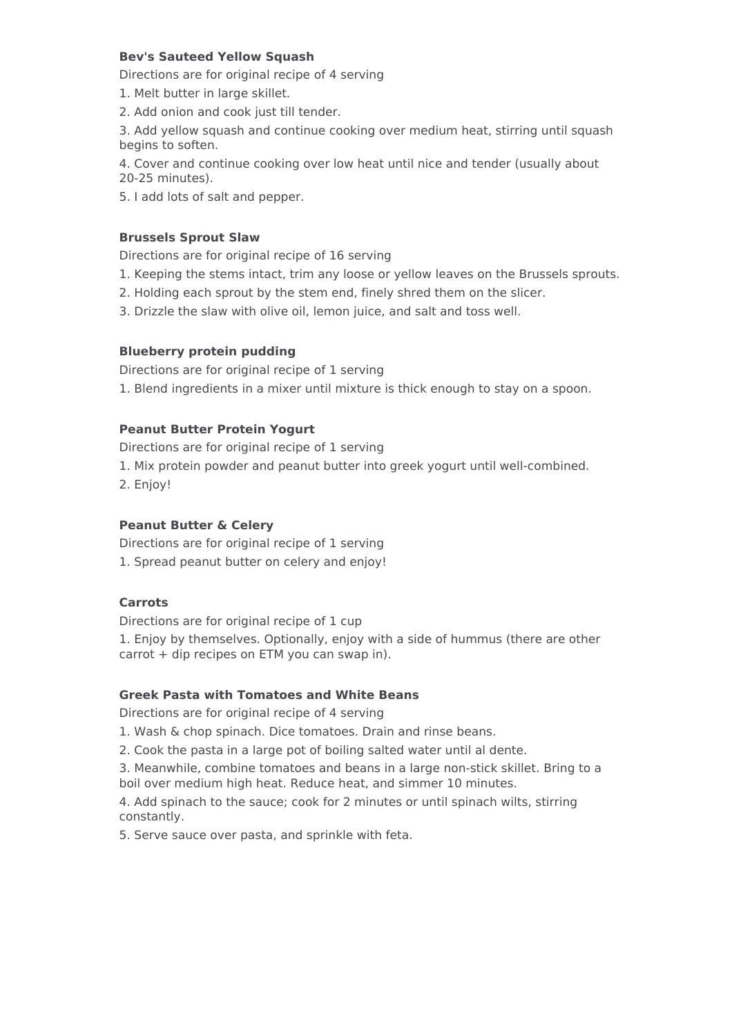**Bev's Sauteed Yellow Squash**

Directions are for original recipe of 4 serving

1. Melt butter in large skillet.
2. Add onion and cook just till tender.
3. Add yellow squash and continue cooking over medium heat, stirring until squash begins to soften.
4. Cover and continue cooking over low heat until nice and tender (usually about 20-25 minutes).
5. I add lots of salt and pepper.

**Brussels Sprout Slaw**

Directions are for original recipe of 16 serving

1. Keeping the stems intact, trim any loose or yellow leaves on the Brussels sprouts.
2. Holding each sprout by the stem end, finely shred them on the slicer.
3. Drizzle the slaw with olive oil, lemon juice, and salt and toss well.

**Blueberry protein pudding**

Directions are for original recipe of 1 serving

1. Blend ingredients in a mixer until mixture is thick enough to stay on a spoon.

**Peanut Butter Protein Yogurt**

Directions are for original recipe of 1 serving

1. Mix protein powder and peanut butter into greek yogurt until well-combined.
2. Enjoy!

**Peanut Butter & Celery**

Directions are for original recipe of 1 serving

1. Spread peanut butter on celery and enjoy!

**Carrots**

Directions are for original recipe of 1 cup

1. Enjoy by themselves. Optionally, enjoy with a side of hummus (there are other carrot + dip recipes on ETM you can swap in).

**Greek Pasta with Tomatoes and White Beans**

Directions are for original recipe of 4 serving

1. Wash & chop spinach. Dice tomatoes. Drain and rinse beans.
2. Cook the pasta in a large pot of boiling salted water until al dente.
3. Meanwhile, combine tomatoes and beans in a large non-stick skillet. Bring to a boil over medium high heat. Reduce heat, and simmer 10 minutes.
4. Add spinach to the sauce; cook for 2 minutes or until spinach wilts, stirring constantly.
5. Serve sauce over pasta, and sprinkle with feta.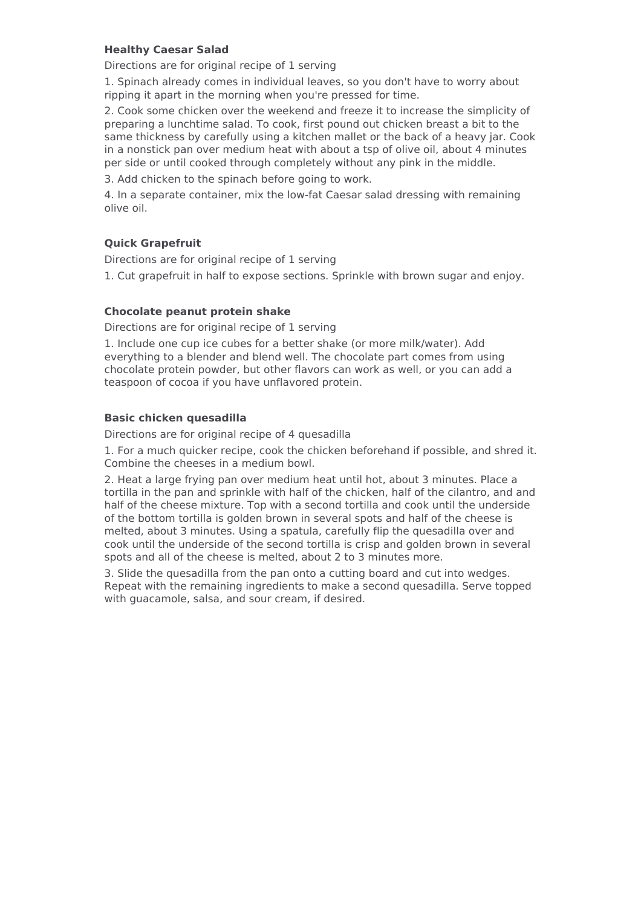**Healthy Caesar Salad**

Directions are for original recipe of 1 serving

1. Spinach already comes in individual leaves, so you don't have to worry about ripping it apart in the morning when you're pressed for time.

2. Cook some chicken over the weekend and freeze it to increase the simplicity of preparing a lunchtime salad. To cook, first pound out chicken breast a bit to the same thickness by carefully using a kitchen mallet or the back of a heavy jar. Cook in a nonstick pan over medium heat with about a tsp of olive oil, about 4 minutes per side or until cooked through completely without any pink in the middle.

3. Add chicken to the spinach before going to work.

4. In a separate container, mix the low-fat Caesar salad dressing with remaining olive oil.

**Quick Grapefruit**

Directions are for original recipe of 1 serving

1. Cut grapefruit in half to expose sections. Sprinkle with brown sugar and enjoy.

**Chocolate peanut protein shake**

Directions are for original recipe of 1 serving

1. Include one cup ice cubes for a better shake (or more milk/water). Add everything to a blender and blend well. The chocolate part comes from using chocolate protein powder, but other flavors can work as well, or you can add a teaspoon of cocoa if you have unflavored protein.

**Basic chicken quesadilla**

Directions are for original recipe of 4 quesadilla

1. For a much quicker recipe, cook the chicken beforehand if possible, and shred it. Combine the cheeses in a medium bowl.

2. Heat a large frying pan over medium heat until hot, about 3 minutes. Place a tortilla in the pan and sprinkle with half of the chicken, half of the cilantro, and and half of the cheese mixture. Top with a second tortilla and cook until the underside of the bottom tortilla is golden brown in several spots and half of the cheese is melted, about 3 minutes. Using a spatula, carefully flip the quesadilla over and cook until the underside of the second tortilla is crisp and golden brown in several spots and all of the cheese is melted, about 2 to 3 minutes more.

3. Slide the quesadilla from the pan onto a cutting board and cut into wedges. Repeat with the remaining ingredients to make a second quesadilla. Serve topped with guacamole, salsa, and sour cream, if desired.